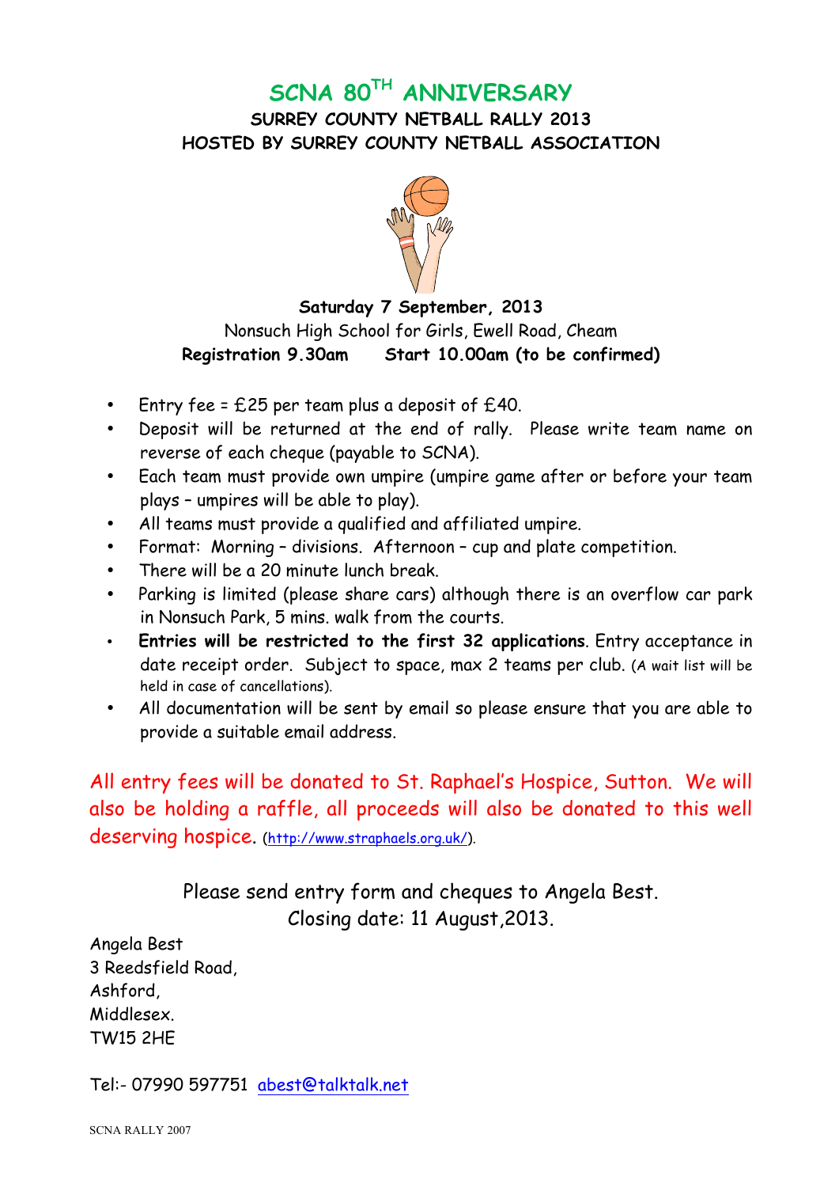# SCNA 80TH ANNIVERSARY

## SURREY COUNTY NETBALL RALLY 2013
## HOSTED BY SURREY COUNTY NETBALL ASSOCIATION

**Saturday 7 September, 2013**

Nonsuch High School for Girls, Ewell Road, Cheam

**Registration 9.30am Start 10.00am (to be confirmed)**

- Entry fee = £25 per team plus a deposit of £40.
- Deposit will be returned at the end of rally. Please write team name on reverse of each cheque (payable to SCNA).
- Each team must provide own umpire (umpire game after or before your team plays – umpires will be able to play).
- All teams must provide a qualified and affiliated umpire.
- Format: Morning – divisions. Afternoon – cup and plate competition.
- There will be a 20 minute lunch break.
- Parking is limited (please share cars) although there is an overflow car park in Nonsuch Park, 5 mins. walk from the courts.
- **Entries will be restricted to the first 32 applications**. Entry acceptance in date receipt order. Subject to space, max 2 teams per club. (A wait list will be held in case of cancellations).
- All documentation will be sent by email so please ensure that you are able to provide a suitable email address.

All entry fees will be donated to St. Raphael's Hospice, Sutton. We will also be holding a raffle, all proceeds will also be donated to this well deserving hospice. (http://www.straphaels.org.uk/).

Please send entry form and cheques to Angela Best.
Closing date: 11 August,2013.

Angela Best
3 Reedsfield Road,
Ashford,
Middlesex.
TW15 2HE

Tel:- 07990 597751 abest@talktalk.net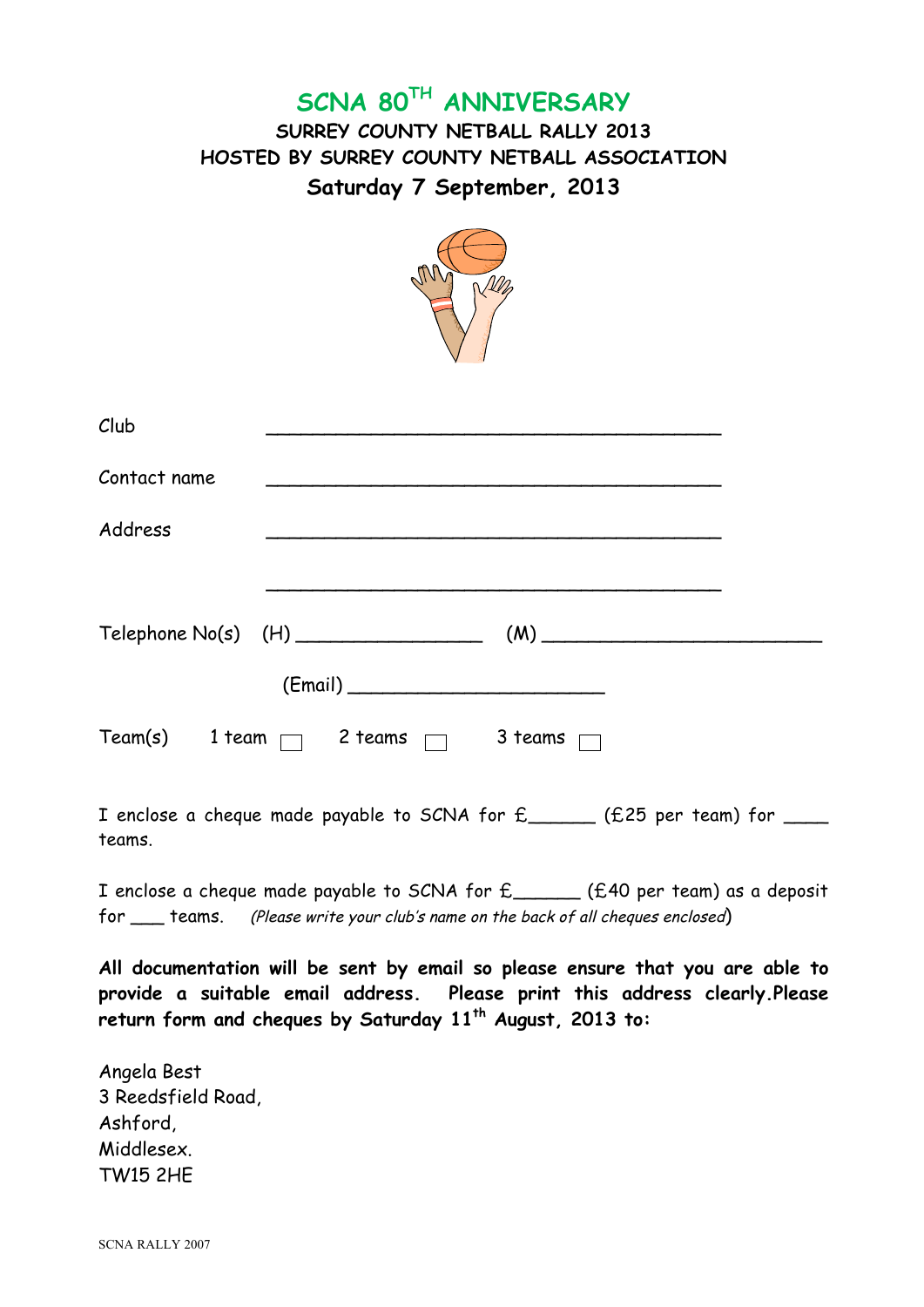# SCNA 80TH ANNIVERSARY

## SURREY COUNTY NETBALL RALLY 2013

## HOSTED BY SURREY COUNTY NETBALL ASSOCIATION

## Saturday 7 September, 2013

Club \_\_\_\_\_\_\_\_\_\_\_\_\_\_\_\_\_\_\_\_\_\_\_\_\_\_\_\_\_\_\_\_\_\_\_\_\_\_\_\_

Contact name \_\_\_\_\_\_\_\_\_\_\_\_\_\_\_\_\_\_\_\_\_\_\_\_\_\_\_\_\_\_\_\_\_\_\_\_\_\_\_\_

Address \_\_\_\_\_\_\_\_\_\_\_\_\_\_\_\_\_\_\_\_\_\_\_\_\_\_\_\_\_\_\_\_\_\_\_\_\_\_\_\_

\_\_\_\_\_\_\_\_\_\_\_\_\_\_\_\_\_\_\_\_\_\_\_\_\_\_\_\_\_\_\_\_\_\_\_\_\_\_\_\_

Telephone No(s) (H) \_\_\_\_\_\_\_\_\_\_\_\_\_\_\_\_ (M) \_\_\_\_\_\_\_\_\_\_\_\_\_\_\_\_\_\_\_\_\_\_\_\_

(Email) \_\_\_\_\_\_\_\_\_\_\_\_\_\_\_\_\_\_\_\_\_\_

Team(s) 1 team ☐ 2 teams ☐ 3 teams ☐

I enclose a cheque made payable to SCNA for £\_\_\_\_\_\_ (£25 per team) for \_\_\_\_ teams.

I enclose a cheque made payable to SCNA for £\_\_\_\_\_\_ (£40 per team) as a deposit for \_\_\_ teams. *(Please write your club's name on the back of all cheques enclosed)*

**All documentation will be sent by email so please ensure that you are able to provide a suitable email address. Please print this address clearly. Please return form and cheques by Saturday 11th August, 2013 to:**

Angela Best
3 Reedsfield Road,
Ashford,
Middlesex.
TW15 2HE